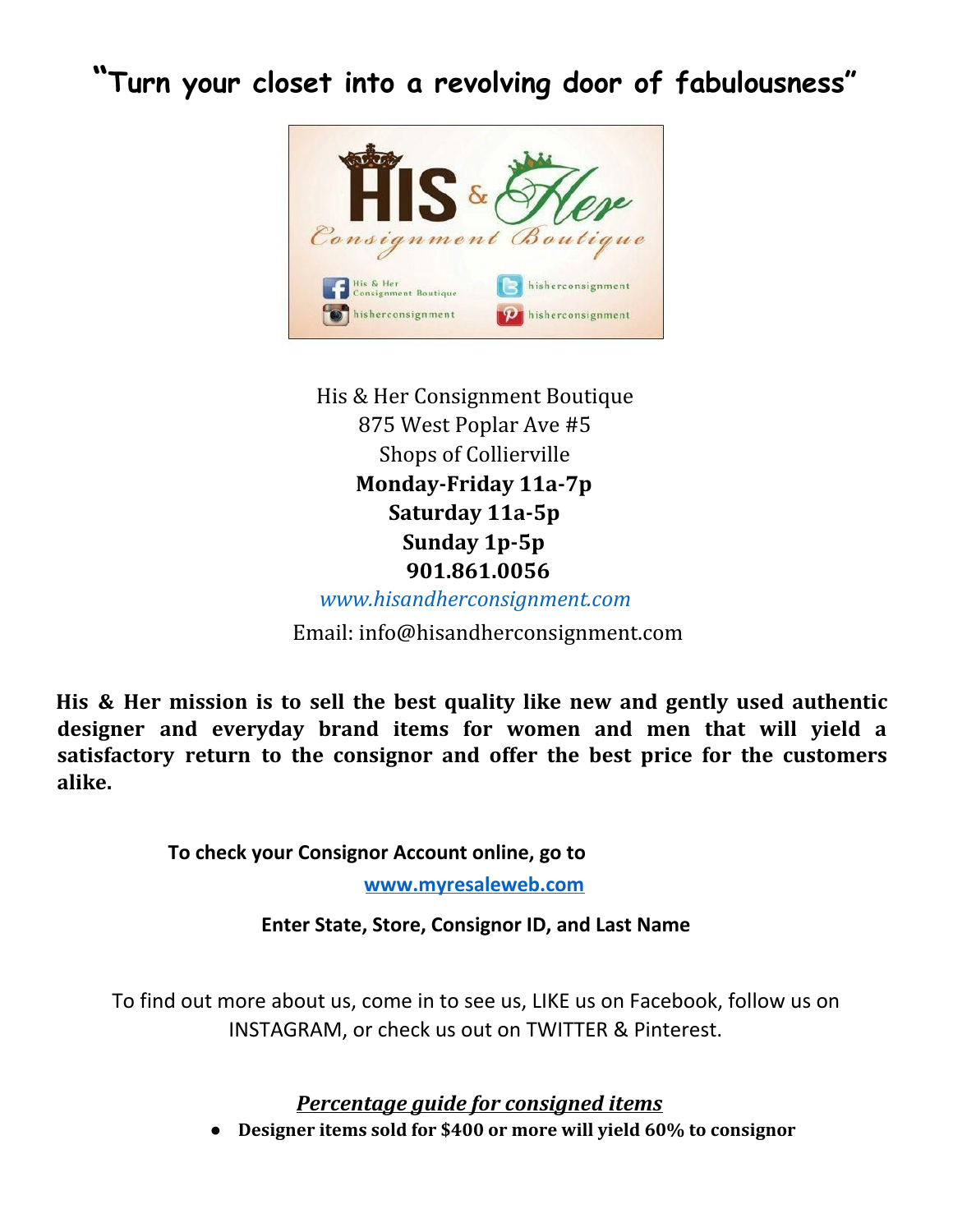# "Turn your closet into a revolving door of fabulousness"

His & Her Consignment Boutique
875 West Poplar Ave #5
Shops of Collierville
**Monday-Friday 11a-7p**
**Saturday 11a-5p**
**Sunday 1p-5p**
**901.861.0056**
*www.hisandherconsignment.com*
Email: info@hisandherconsignment.com

**His & Her mission is to sell the best quality like new and gently used authentic designer and everyday brand items for women and men that will yield a satisfactory return to the consignor and offer the best price for the customers alike.**

**To check your Consignor Account online, go to**
**www.myresaleweb.com**
**Enter State, Store, Consignor ID, and Last Name**

To find out more about us, come in to see us, LIKE us on Facebook, follow us on INSTAGRAM, or check us out on TWITTER & Pinterest.

***Percentage guide for consigned items***

- **Designer items sold for $400 or more will yield 60% to consignor**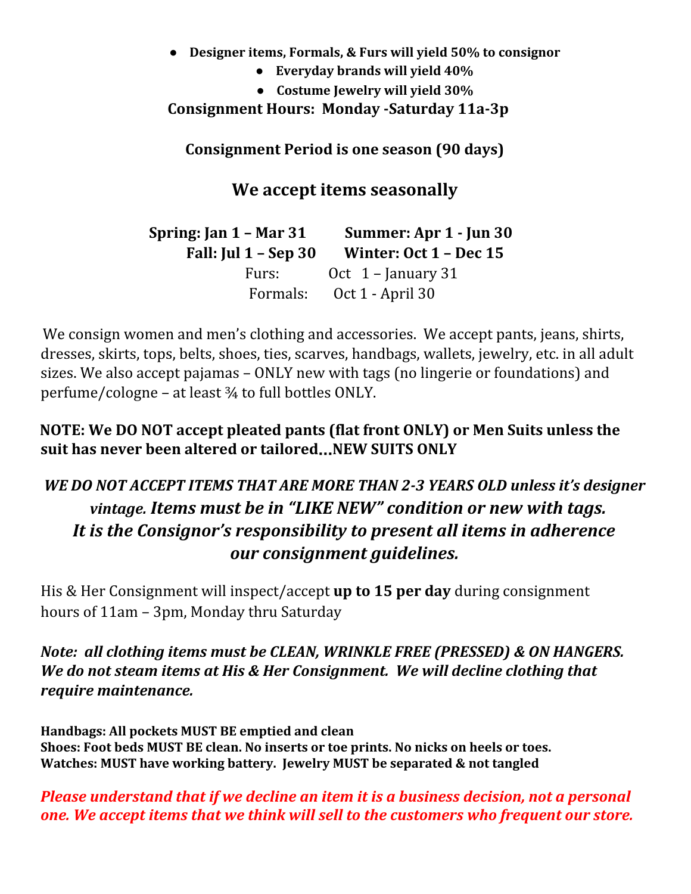- **Designer items, Formals, & Furs will yield 50% to consignor**
- **Everyday brands will yield 40%**
- **Costume Jewelry will yield 30%**

**Consignment Hours: Monday -Saturday 11a-3p**

**Consignment Period is one season (90 days)**

## We accept items seasonally

| | |
|---|---|
| **Spring: Jan 1 – Mar 31** | **Summer: Apr 1 - Jun 30** |
| **Fall: Jul 1 – Sep 30** | **Winter: Oct 1 – Dec 15** |
| Furs: | Oct 1 – January 31 |
| Formals: | Oct 1 - April 30 |

We consign women and men's clothing and accessories. We accept pants, jeans, shirts, dresses, skirts, tops, belts, shoes, ties, scarves, handbags, wallets, jewelry, etc. in all adult sizes. We also accept pajamas – ONLY new with tags (no lingerie or foundations) and perfume/cologne – at least ¾ to full bottles ONLY.

**NOTE: We DO NOT accept pleated pants (flat front ONLY) or Men Suits unless the suit has never been altered or tailored…NEW SUITS ONLY**

***WE DO NOT ACCEPT ITEMS THAT ARE MORE THAN 2-3 YEARS OLD unless it's designer vintage. Items must be in "LIKE NEW" condition or new with tags. It is the Consignor's responsibility to present all items in adherence our consignment guidelines.***

His & Her Consignment will inspect/accept **up to 15 per day** during consignment hours of 11am – 3pm, Monday thru Saturday

***Note: all clothing items must be CLEAN, WRINKLE FREE (PRESSED) & ON HANGERS. We do not steam items at His & Her Consignment. We will decline clothing that require maintenance.***

**Handbags: All pockets MUST BE emptied and clean**
**Shoes: Foot beds MUST BE clean. No inserts or toe prints. No nicks on heels or toes.**
**Watches: MUST have working battery. Jewelry MUST be separated & not tangled**

***Please understand that if we decline an item it is a business decision, not a personal one. We accept items that we think will sell to the customers who frequent our store.***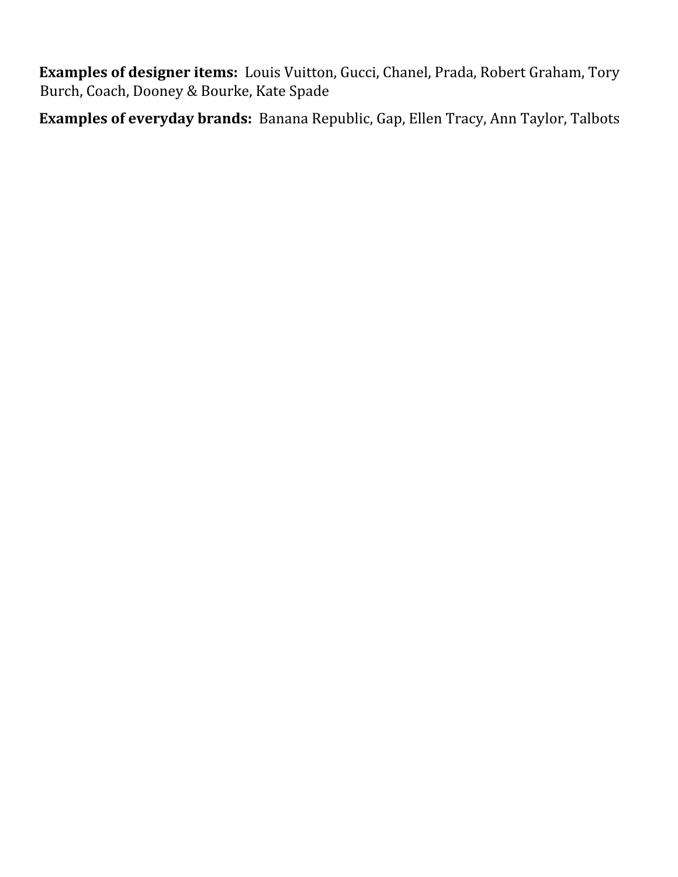**Examples of designer items:** Louis Vuitton, Gucci, Chanel, Prada, Robert Graham, Tory Burch, Coach, Dooney & Bourke, Kate Spade

**Examples of everyday brands:** Banana Republic, Gap, Ellen Tracy, Ann Taylor, Talbots